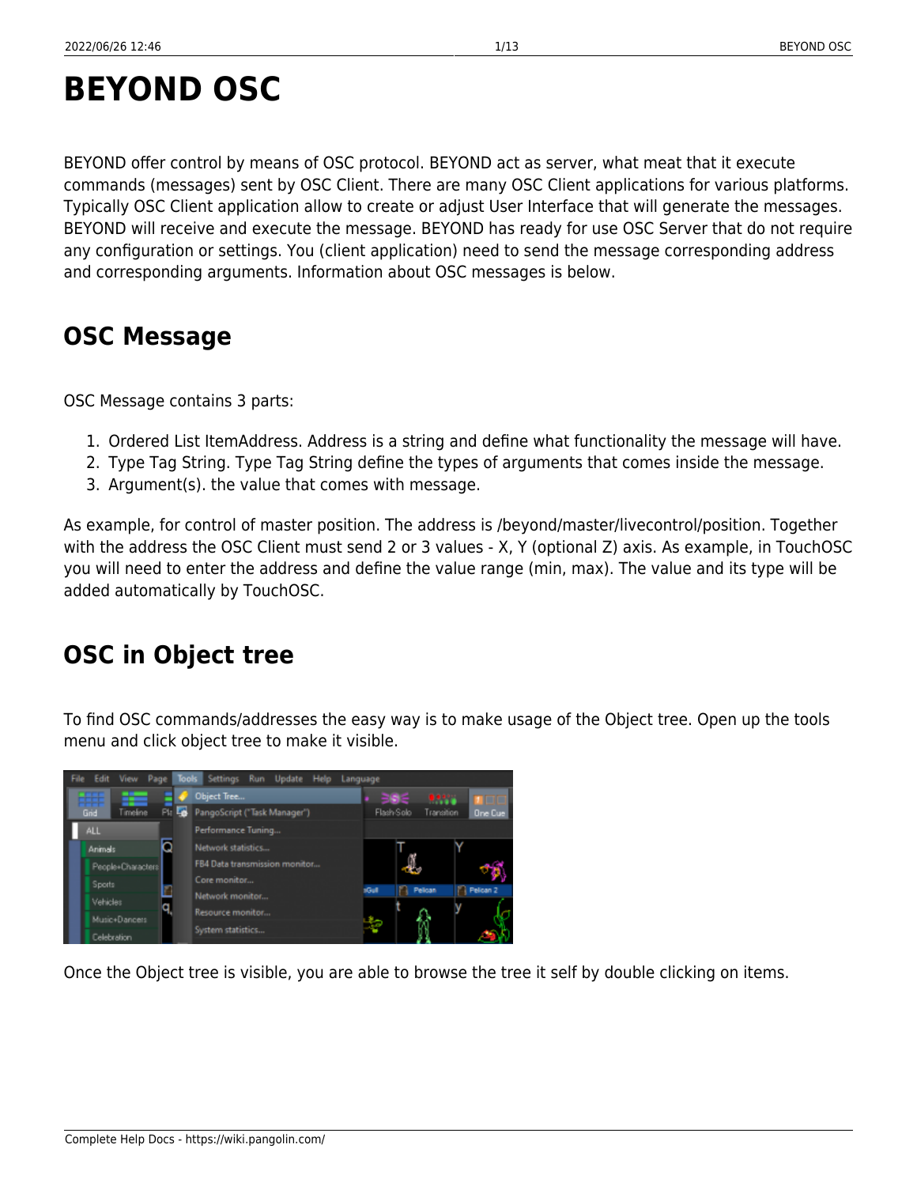# BEYOND OSC

BEYOND offer control by means of OSC protocol. BEYOND act as server, what meat that it execute commands (messages) sent by OSC Client. There are many OSC Client applications for various platforms. Typically OSC Client application allow to create or adjust User Interface that will generate the messages. BEYOND will receive and execute the message. BEYOND has ready for use OSC Server that do not require any configuration or settings. You (client application) need to send the message corresponding address and corresponding arguments. Information about OSC messages is below.

## OSC Message

OSC Message contains 3 parts:

1. Ordered List ItemAddress. Address is a string and define what functionality the message will have.
2. Type Tag String. Type Tag String define the types of arguments that comes inside the message.
3. Argument(s). the value that comes with message.

As example, for control of master position. The address is /beyond/master/livecontrol/position. Together with the address the OSC Client must send 2 or 3 values - X, Y (optional Z) axis. As example, in TouchOSC you will need to enter the address and define the value range (min, max). The value and its type will be added automatically by TouchOSC.

## OSC in Object tree

To find OSC commands/addresses the easy way is to make usage of the Object tree. Open up the tools menu and click object tree to make it visible.

Once the Object tree is visible, you are able to browse the tree it self by double clicking on items.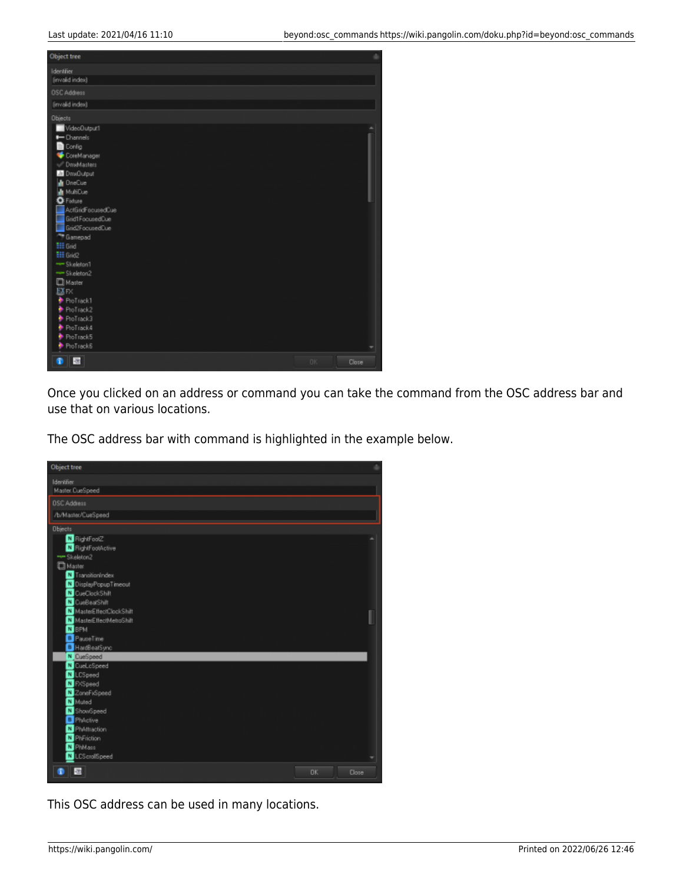Once you clicked on an address or command you can take the command from the OSC address bar and use that on various locations.

The OSC address bar with command is highlighted in the example below.

This OSC address can be used in many locations.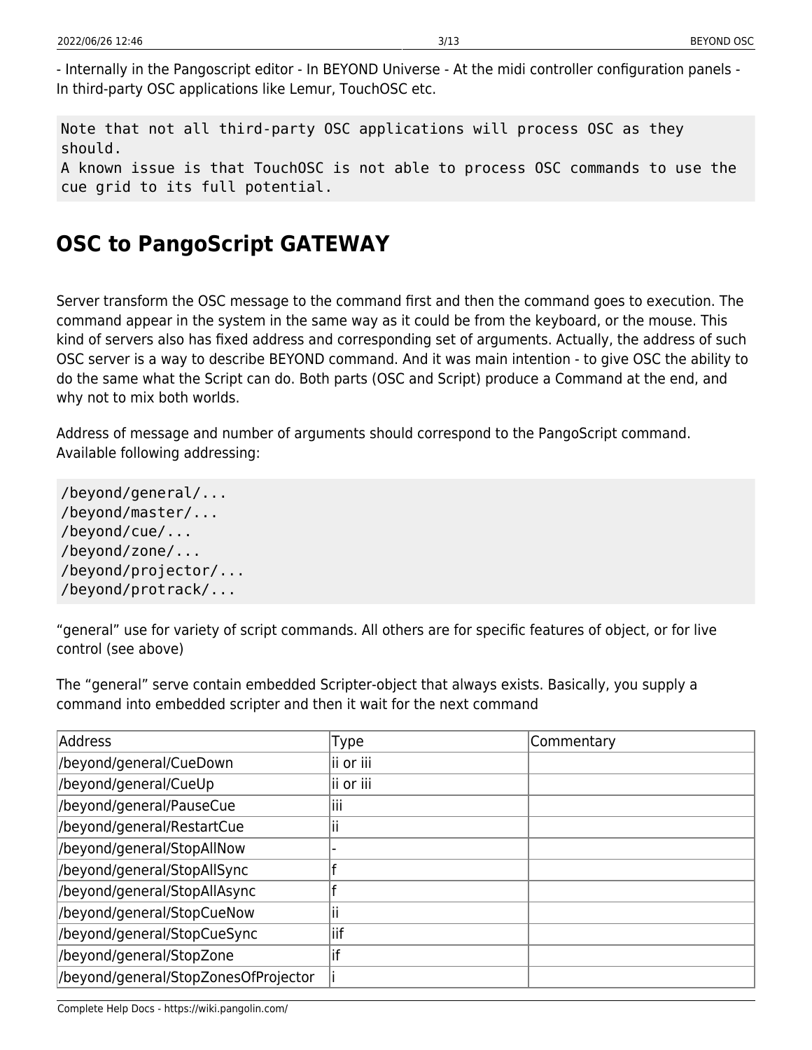- Internally in the Pangoscript editor - In BEYOND Universe - At the midi controller configuration panels - In third-party OSC applications like Lemur, TouchOSC etc.

```
Note that not all third-party OSC applications will process OSC as they should.
A known issue is that TouchOSC is not able to process OSC commands to use the cue grid to its full potential.
```

## OSC to PangoScript GATEWAY

Server transform the OSC message to the command first and then the command goes to execution. The command appear in the system in the same way as it could be from the keyboard, or the mouse. This kind of servers also has fixed address and corresponding set of arguments. Actually, the address of such OSC server is a way to describe BEYOND command. And it was main intention - to give OSC the ability to do the same what the Script can do. Both parts (OSC and Script) produce a Command at the end, and why not to mix both worlds.

Address of message and number of arguments should correspond to the PangoScript command. Available following addressing:

```
/beyond/general/...
/beyond/master/...
/beyond/cue/...
/beyond/zone/...
/beyond/projector/...
/beyond/protrack/...
```

“general” use for variety of script commands. All others are for specific features of object, or for live control (see above)

The “general” serve contain embedded Scripter-object that always exists. Basically, you supply a command into embedded scripter and then it wait for the next command

| Address | Type | Commentary |
|---|---|---|
| /beyond/general/CueDown | ii or iii | |
| /beyond/general/CueUp | ii or iii | |
| /beyond/general/PauseCue | iii | |
| /beyond/general/RestartCue | ii | |
| /beyond/general/StopAllNow | - | |
| /beyond/general/StopAllSync | f | |
| /beyond/general/StopAllAsync | f | |
| /beyond/general/StopCueNow | ii | |
| /beyond/general/StopCueSync | iif | |
| /beyond/general/StopZone | if | |
| /beyond/general/StopZonesOfProjector | i | |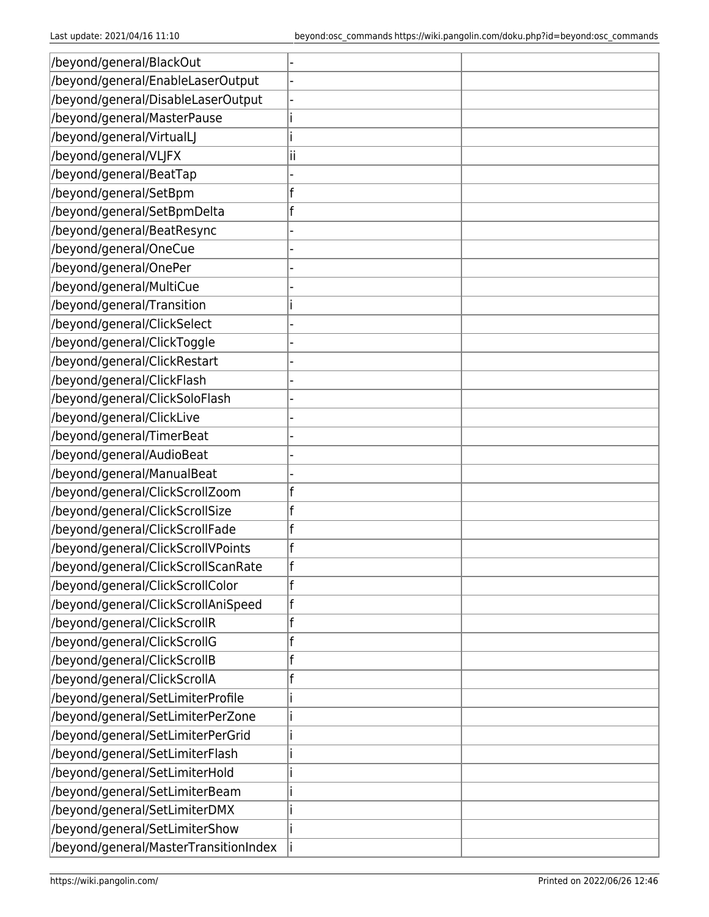| | | |
|---|---|---|
| /beyond/general/BlackOut | - | |
| /beyond/general/EnableLaserOutput | - | |
| /beyond/general/DisableLaserOutput | - | |
| /beyond/general/MasterPause | i | |
| /beyond/general/VirtualLJ | i | |
| /beyond/general/VLJFX | ii | |
| /beyond/general/BeatTap | - | |
| /beyond/general/SetBpm | f | |
| /beyond/general/SetBpmDelta | f | |
| /beyond/general/BeatResync | - | |
| /beyond/general/OneCue | - | |
| /beyond/general/OnePer | - | |
| /beyond/general/MultiCue | - | |
| /beyond/general/Transition | i | |
| /beyond/general/ClickSelect | - | |
| /beyond/general/ClickToggle | - | |
| /beyond/general/ClickRestart | - | |
| /beyond/general/ClickFlash | - | |
| /beyond/general/ClickSoloFlash | - | |
| /beyond/general/ClickLive | - | |
| /beyond/general/TimerBeat | - | |
| /beyond/general/AudioBeat | - | |
| /beyond/general/ManualBeat | - | |
| /beyond/general/ClickScrollZoom | f | |
| /beyond/general/ClickScrollSize | f | |
| /beyond/general/ClickScrollFade | f | |
| /beyond/general/ClickScrollVPoints | f | |
| /beyond/general/ClickScrollScanRate | f | |
| /beyond/general/ClickScrollColor | f | |
| /beyond/general/ClickScrollAniSpeed | f | |
| /beyond/general/ClickScrollR | f | |
| /beyond/general/ClickScrollG | f | |
| /beyond/general/ClickScrollB | f | |
| /beyond/general/ClickScrollA | f | |
| /beyond/general/SetLimiterProfile | i | |
| /beyond/general/SetLimiterPerZone | i | |
| /beyond/general/SetLimiterPerGrid | i | |
| /beyond/general/SetLimiterFlash | i | |
| /beyond/general/SetLimiterHold | i | |
| /beyond/general/SetLimiterBeam | i | |
| /beyond/general/SetLimiterDMX | i | |
| /beyond/general/SetLimiterShow | i | |
| /beyond/general/MasterTransitionIndex | i | |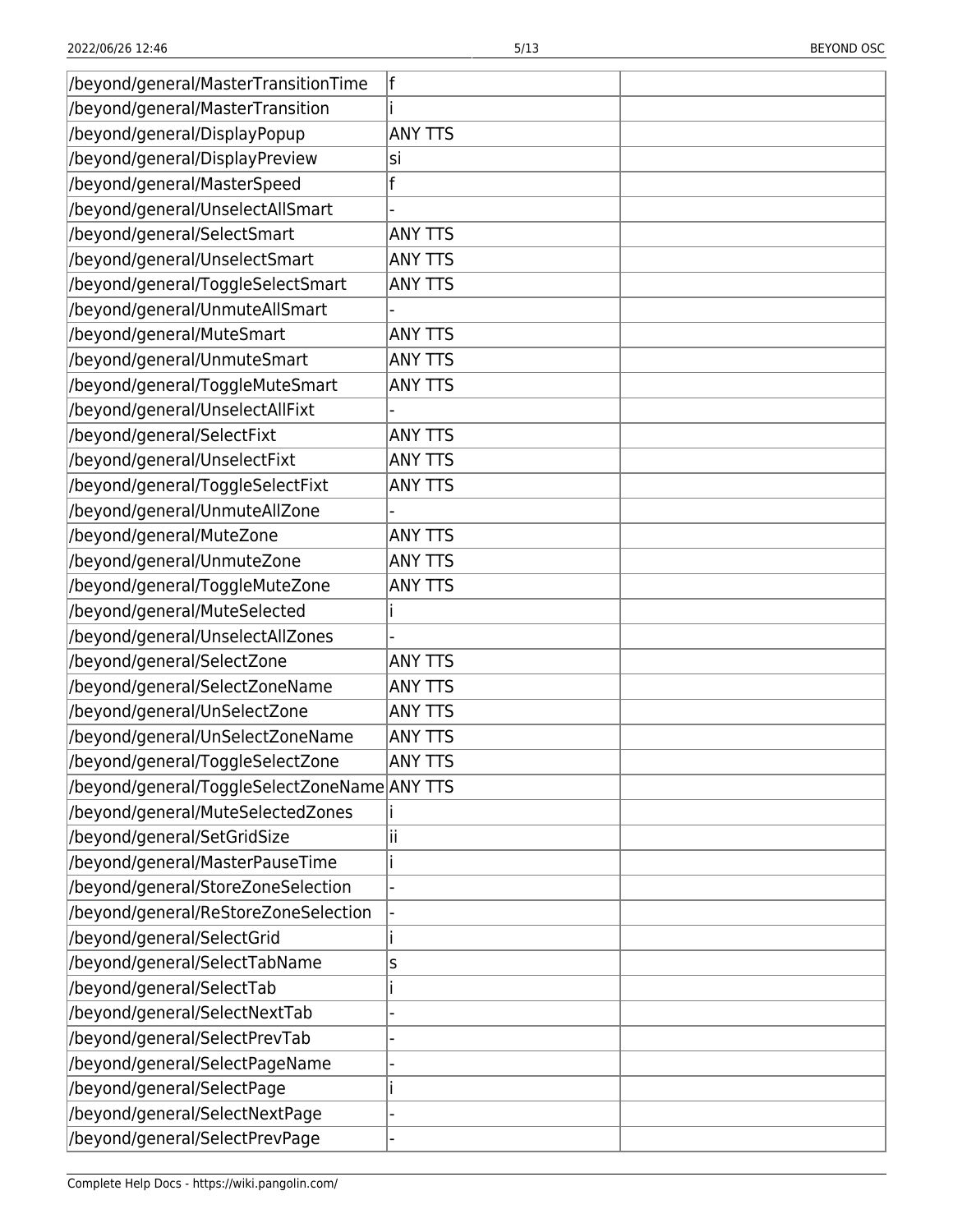| | | |
|---|---|---|
| /beyond/general/MasterTransitionTime | f | |
| /beyond/general/MasterTransition | i | |
| /beyond/general/DisplayPopup | ANY TTS | |
| /beyond/general/DisplayPreview | si | |
| /beyond/general/MasterSpeed | f | |
| /beyond/general/UnselectAllSmart | - | |
| /beyond/general/SelectSmart | ANY TTS | |
| /beyond/general/UnselectSmart | ANY TTS | |
| /beyond/general/ToggleSelectSmart | ANY TTS | |
| /beyond/general/UnmuteAllSmart | - | |
| /beyond/general/MuteSmart | ANY TTS | |
| /beyond/general/UnmuteSmart | ANY TTS | |
| /beyond/general/ToggleMuteSmart | ANY TTS | |
| /beyond/general/UnselectAllFixt | - | |
| /beyond/general/SelectFixt | ANY TTS | |
| /beyond/general/UnselectFixt | ANY TTS | |
| /beyond/general/ToggleSelectFixt | ANY TTS | |
| /beyond/general/UnmuteAllZone | - | |
| /beyond/general/MuteZone | ANY TTS | |
| /beyond/general/UnmuteZone | ANY TTS | |
| /beyond/general/ToggleMuteZone | ANY TTS | |
| /beyond/general/MuteSelected | i | |
| /beyond/general/UnselectAllZones | - | |
| /beyond/general/SelectZone | ANY TTS | |
| /beyond/general/SelectZoneName | ANY TTS | |
| /beyond/general/UnSelectZone | ANY TTS | |
| /beyond/general/UnSelectZoneName | ANY TTS | |
| /beyond/general/ToggleSelectZone | ANY TTS | |
| /beyond/general/ToggleSelectZoneName | ANY TTS | |
| /beyond/general/MuteSelectedZones | i | |
| /beyond/general/SetGridSize | ii | |
| /beyond/general/MasterPauseTime | i | |
| /beyond/general/StoreZoneSelection | - | |
| /beyond/general/ReStoreZoneSelection | - | |
| /beyond/general/SelectGrid | i | |
| /beyond/general/SelectTabName | s | |
| /beyond/general/SelectTab | i | |
| /beyond/general/SelectNextTab | - | |
| /beyond/general/SelectPrevTab | - | |
| /beyond/general/SelectPageName | - | |
| /beyond/general/SelectPage | i | |
| /beyond/general/SelectNextPage | - | |
| /beyond/general/SelectPrevPage | - | |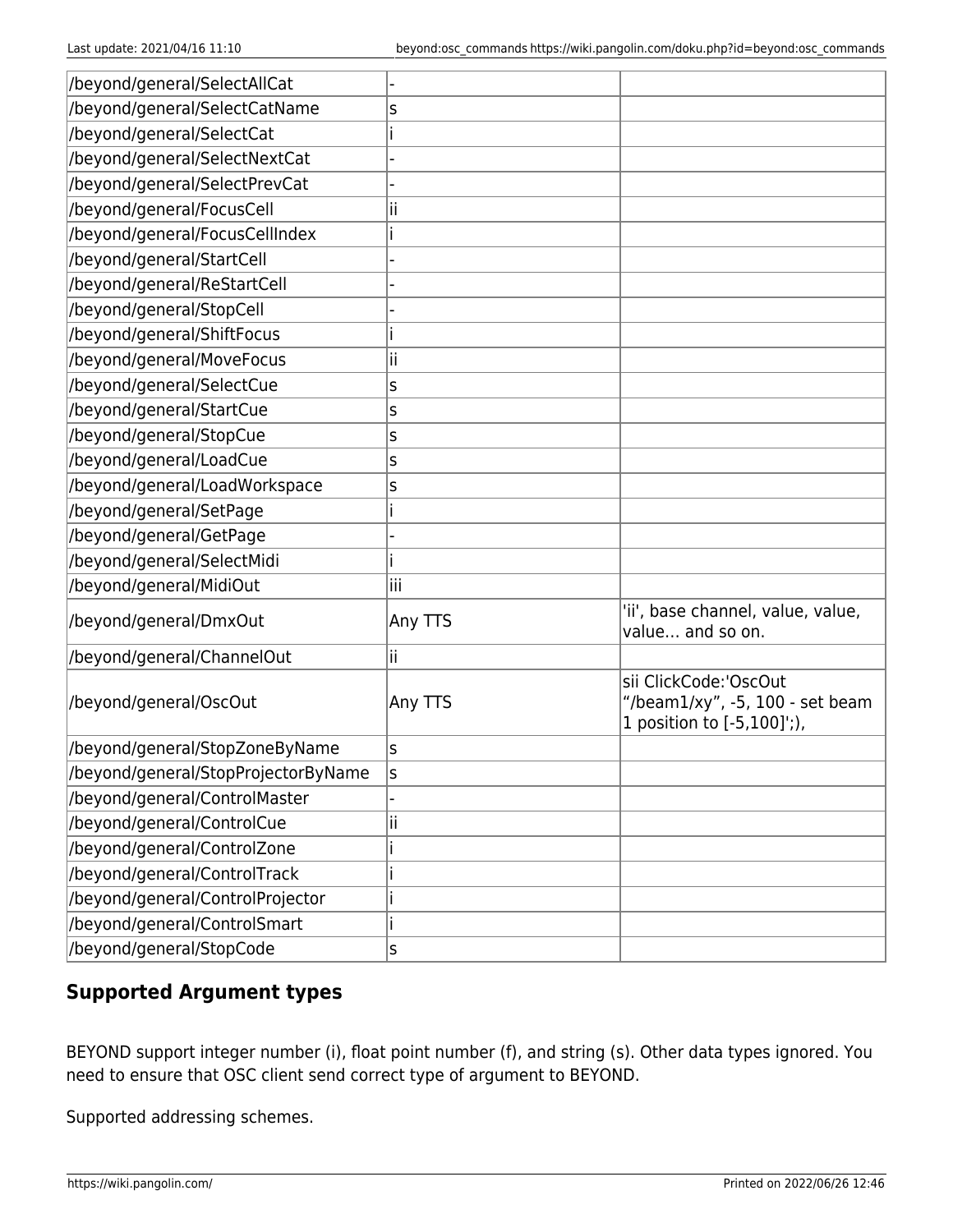| | | |
|---|---|---|
| /beyond/general/SelectAllCat | - | |
| /beyond/general/SelectCatName | s | |
| /beyond/general/SelectCat | i | |
| /beyond/general/SelectNextCat | - | |
| /beyond/general/SelectPrevCat | - | |
| /beyond/general/FocusCell | ii | |
| /beyond/general/FocusCellIndex | i | |
| /beyond/general/StartCell | - | |
| /beyond/general/ReStartCell | - | |
| /beyond/general/StopCell | - | |
| /beyond/general/ShiftFocus | i | |
| /beyond/general/MoveFocus | ii | |
| /beyond/general/SelectCue | s | |
| /beyond/general/StartCue | s | |
| /beyond/general/StopCue | s | |
| /beyond/general/LoadCue | s | |
| /beyond/general/LoadWorkspace | s | |
| /beyond/general/SetPage | i | |
| /beyond/general/GetPage | - | |
| /beyond/general/SelectMidi | i | |
| /beyond/general/MidiOut | iii | |
| /beyond/general/DmxOut | Any TTS | 'ii', base channel, value, value, value… and so on. |
| /beyond/general/ChannelOut | ii | |
| /beyond/general/OscOut | Any TTS | sii ClickCode:'OscOut "/beam1/xy", -5, 100 - set beam 1 position to [-5,100]';), |
| /beyond/general/StopZoneByName | s | |
| /beyond/general/StopProjectorByName | s | |
| /beyond/general/ControlMaster | - | |
| /beyond/general/ControlCue | ii | |
| /beyond/general/ControlZone | i | |
| /beyond/general/ControlTrack | i | |
| /beyond/general/ControlProjector | i | |
| /beyond/general/ControlSmart | i | |
| /beyond/general/StopCode | s | |

## Supported Argument types

BEYOND support integer number (i), float point number (f), and string (s). Other data types ignored. You need to ensure that OSC client send correct type of argument to BEYOND.

Supported addressing schemes.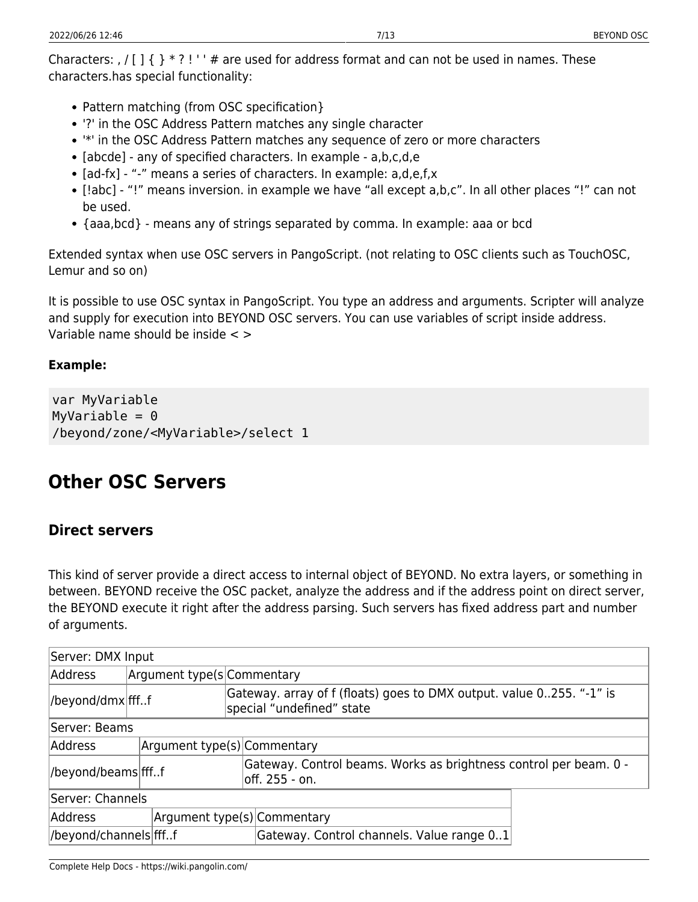Characters: , / [ ] { } * ? ! ' ' # are used for address format and can not be used in names. These characters.has special functionality:

- Pattern matching (from OSC specification}
- '?' in the OSC Address Pattern matches any single character
- '*' in the OSC Address Pattern matches any sequence of zero or more characters
- [abcde] - any of specified characters. In example - a,b,c,d,e
- [ad-fx] - "-" means a series of characters. In example: a,d,e,f,x
- [!abc] - "!" means inversion. in example we have "all except a,b,c". In all other places "!" can not be used.
- {aaa,bcd} - means any of strings separated by comma. In example: aaa or bcd

Extended syntax when use OSC servers in PangoScript. (not relating to OSC clients such as TouchOSC, Lemur and so on)

It is possible to use OSC syntax in PangoScript. You type an address and arguments. Scripter will analyze and supply for execution into BEYOND OSC servers. You can use variables of script inside address. Variable name should be inside < >

**Example:**

```
var MyVariable
MyVariable = 0
/beyond/zone/<MyVariable>/select 1
```

# Other OSC Servers

## Direct servers

This kind of server provide a direct access to internal object of BEYOND. No extra layers, or something in between. BEYOND receive the OSC packet, analyze the address and if the address point on direct server, the BEYOND execute it right after the address parsing. Such servers has fixed address part and number of arguments.

| Server: DMX Input | | |
|---|---|---|
| Address | Argument type(s | Commentary |
| /beyond/dmx | fff..f | Gateway. array of f (floats) goes to DMX output. value 0..255. "-1" is special "undefined" state |

| Server: Beams | | |
|---|---|---|
| Address | Argument type(s) | Commentary |
| /beyond/beams | fff..f | Gateway. Control beams. Works as brightness control per beam. 0 - off. 255 - on. |

| Server: Channels | | |
|---|---|---|
| Address | Argument type(s) | Commentary |
| /beyond/channels | fff..f | Gateway. Control channels. Value range 0..1 |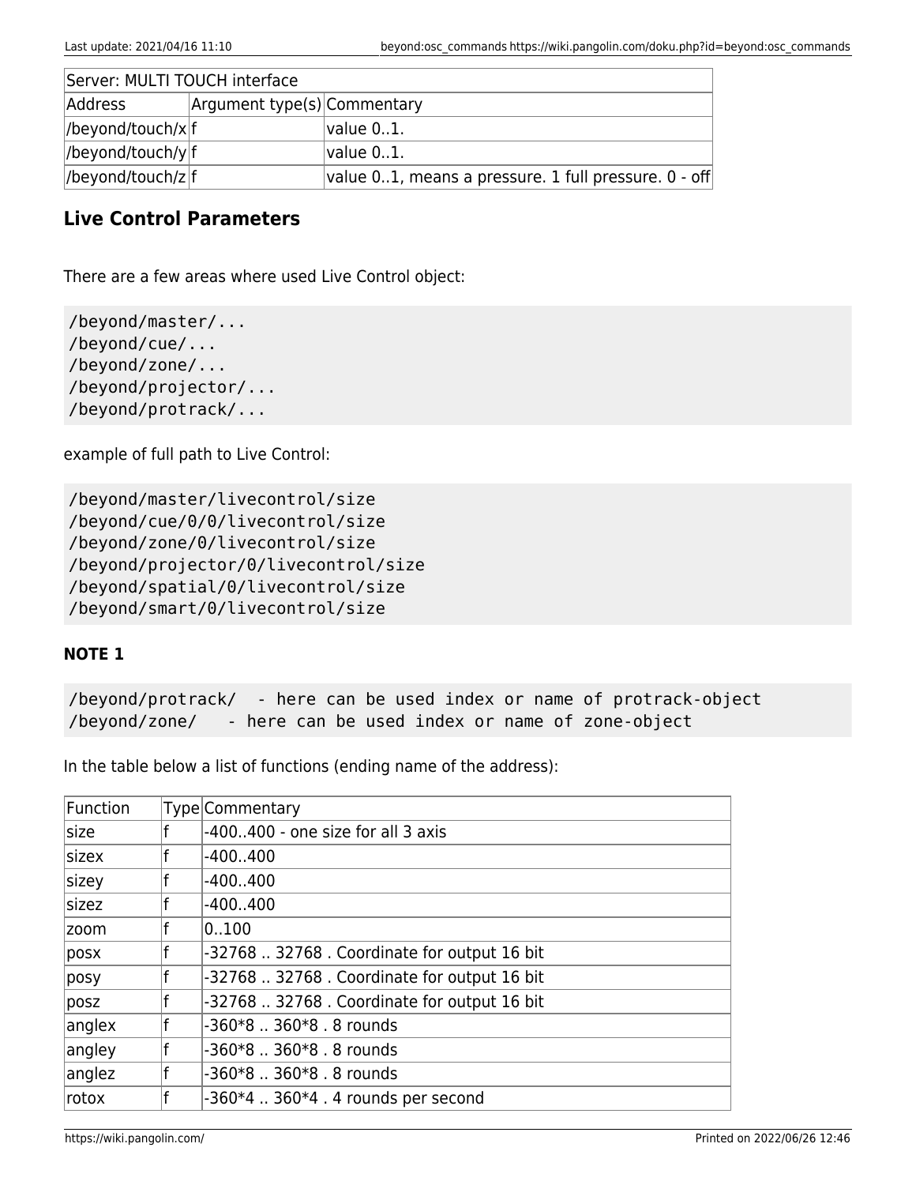| Server: MULTI TOUCH interface | | |
|---|---|---|
| Address | Argument type(s) | Commentary |
| /beyond/touch/x | f | value 0..1. |
| /beyond/touch/y | f | value 0..1. |
| /beyond/touch/z | f | value 0..1, means a pressure. 1 full pressure. 0 - off |

## Live Control Parameters

There are a few areas where used Live Control object:

```
/beyond/master/...
/beyond/cue/...
/beyond/zone/...
/beyond/projector/...
/beyond/protrack/...
```

example of full path to Live Control:

```
/beyond/master/livecontrol/size
/beyond/cue/0/0/livecontrol/size
/beyond/zone/0/livecontrol/size
/beyond/projector/0/livecontrol/size
/beyond/spatial/0/livecontrol/size
/beyond/smart/0/livecontrol/size
```

### NOTE 1

```
/beyond/protrack/  - here can be used index or name of protrack-object
/beyond/zone/   - here can be used index or name of zone-object
```

In the table below a list of functions (ending name of the address):

| Function | Type | Commentary |
|---|---|---|
| size | f | -400..400 - one size for all 3 axis |
| sizex | f | -400..400 |
| sizey | f | -400..400 |
| sizez | f | -400..400 |
| zoom | f | 0..100 |
| posx | f | -32768 .. 32768 . Coordinate for output 16 bit |
| posy | f | -32768 .. 32768 . Coordinate for output 16 bit |
| posz | f | -32768 .. 32768 . Coordinate for output 16 bit |
| anglex | f | -360*8 .. 360*8 . 8 rounds |
| angley | f | -360*8 .. 360*8 . 8 rounds |
| anglez | f | -360*8 .. 360*8 . 8 rounds |
| rotox | f | -360*4 .. 360*4 . 4 rounds per second |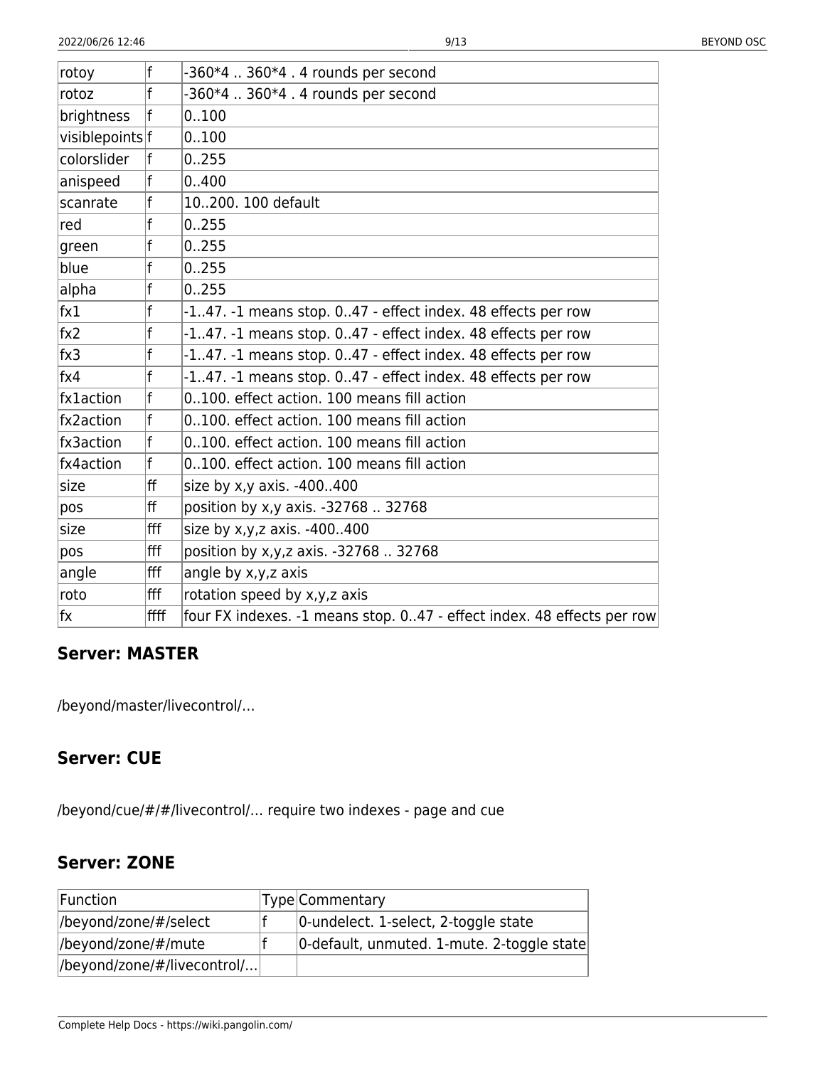| | | |
|---|---|---|
| rotoy | f | -360*4 .. 360*4 . 4 rounds per second |
| rotoz | f | -360*4 .. 360*4 . 4 rounds per second |
| brightness | f | 0..100 |
| visiblepoints | f | 0..100 |
| colorslider | f | 0..255 |
| anispeed | f | 0..400 |
| scanrate | f | 10..200. 100 default |
| red | f | 0..255 |
| green | f | 0..255 |
| blue | f | 0..255 |
| alpha | f | 0..255 |
| fx1 | f | -1..47. -1 means stop. 0..47 - effect index. 48 effects per row |
| fx2 | f | -1..47. -1 means stop. 0..47 - effect index. 48 effects per row |
| fx3 | f | -1..47. -1 means stop. 0..47 - effect index. 48 effects per row |
| fx4 | f | -1..47. -1 means stop. 0..47 - effect index. 48 effects per row |
| fx1action | f | 0..100. effect action. 100 means fill action |
| fx2action | f | 0..100. effect action. 100 means fill action |
| fx3action | f | 0..100. effect action. 100 means fill action |
| fx4action | f | 0..100. effect action. 100 means fill action |
| size | ff | size by x,y axis. -400..400 |
| pos | ff | position by x,y axis. -32768 .. 32768 |
| size | fff | size by x,y,z axis. -400..400 |
| pos | fff | position by x,y,z axis. -32768 .. 32768 |
| angle | fff | angle by x,y,z axis |
| roto | fff | rotation speed by x,y,z axis |
| fx | ffff | four FX indexes. -1 means stop. 0..47 - effect index. 48 effects per row |

## Server: MASTER

/beyond/master/livecontrol/…

## Server: CUE

/beyond/cue/#/#/livecontrol/… require two indexes - page and cue

## Server: ZONE

| Function | Type | Commentary |
|---|---|---|
| /beyond/zone/#/select | f | 0-undelect. 1-select, 2-toggle state |
| /beyond/zone/#/mute | f | 0-default, unmuted. 1-mute. 2-toggle state |
| /beyond/zone/#/livecontrol/… | | |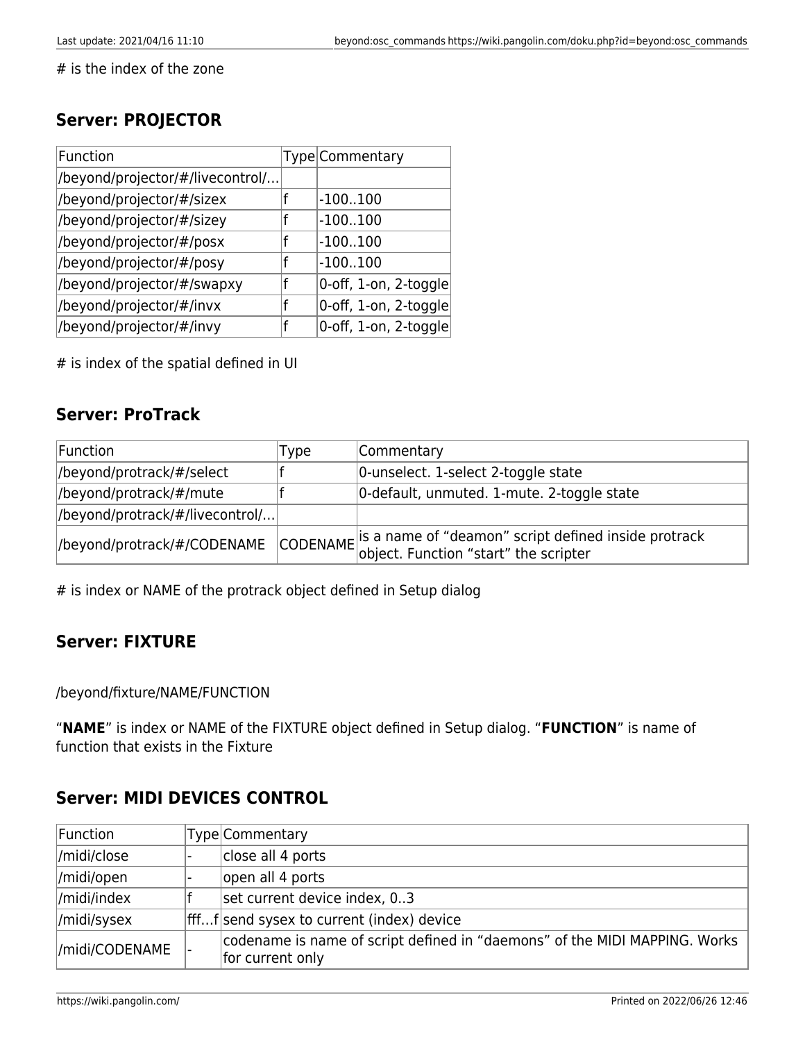# is the index of the zone

## Server: PROJECTOR

| Function | Type | Commentary |
|---|---|---|
| /beyond/projector/#/livecontrol/… | | |
| /beyond/projector/#/sizex | f | -100..100 |
| /beyond/projector/#/sizey | f | -100..100 |
| /beyond/projector/#/posx | f | -100..100 |
| /beyond/projector/#/posy | f | -100..100 |
| /beyond/projector/#/swapxy | f | 0-off, 1-on, 2-toggle |
| /beyond/projector/#/invx | f | 0-off, 1-on, 2-toggle |
| /beyond/projector/#/invy | f | 0-off, 1-on, 2-toggle |

# is index of the spatial defined in UI

## Server: ProTrack

| Function | Type | Commentary |
|---|---|---|
| /beyond/protrack/#/select | f | 0-unselect. 1-select 2-toggle state |
| /beyond/protrack/#/mute | f | 0-default, unmuted. 1-mute. 2-toggle state |
| /beyond/protrack/#/livecontrol/… | | |
| /beyond/protrack/#/CODENAME | CODENAME | is a name of "deamon" script defined inside protrack object. Function "start" the scripter |

# is index or NAME of the protrack object defined in Setup dialog

## Server: FIXTURE

/beyond/fixture/NAME/FUNCTION

"**NAME**" is index or NAME of the FIXTURE object defined in Setup dialog. "**FUNCTION**" is name of function that exists in the Fixture

## Server: MIDI DEVICES CONTROL

| Function | Type | Commentary |
|---|---|---|
| /midi/close | - | close all 4 ports |
| /midi/open | - | open all 4 ports |
| /midi/index | f | set current device index, 0..3 |
| /midi/sysex | fff…f | send sysex to current (index) device |
| /midi/CODENAME | - | codename is name of script defined in "daemons" of the MIDI MAPPING. Works for current only |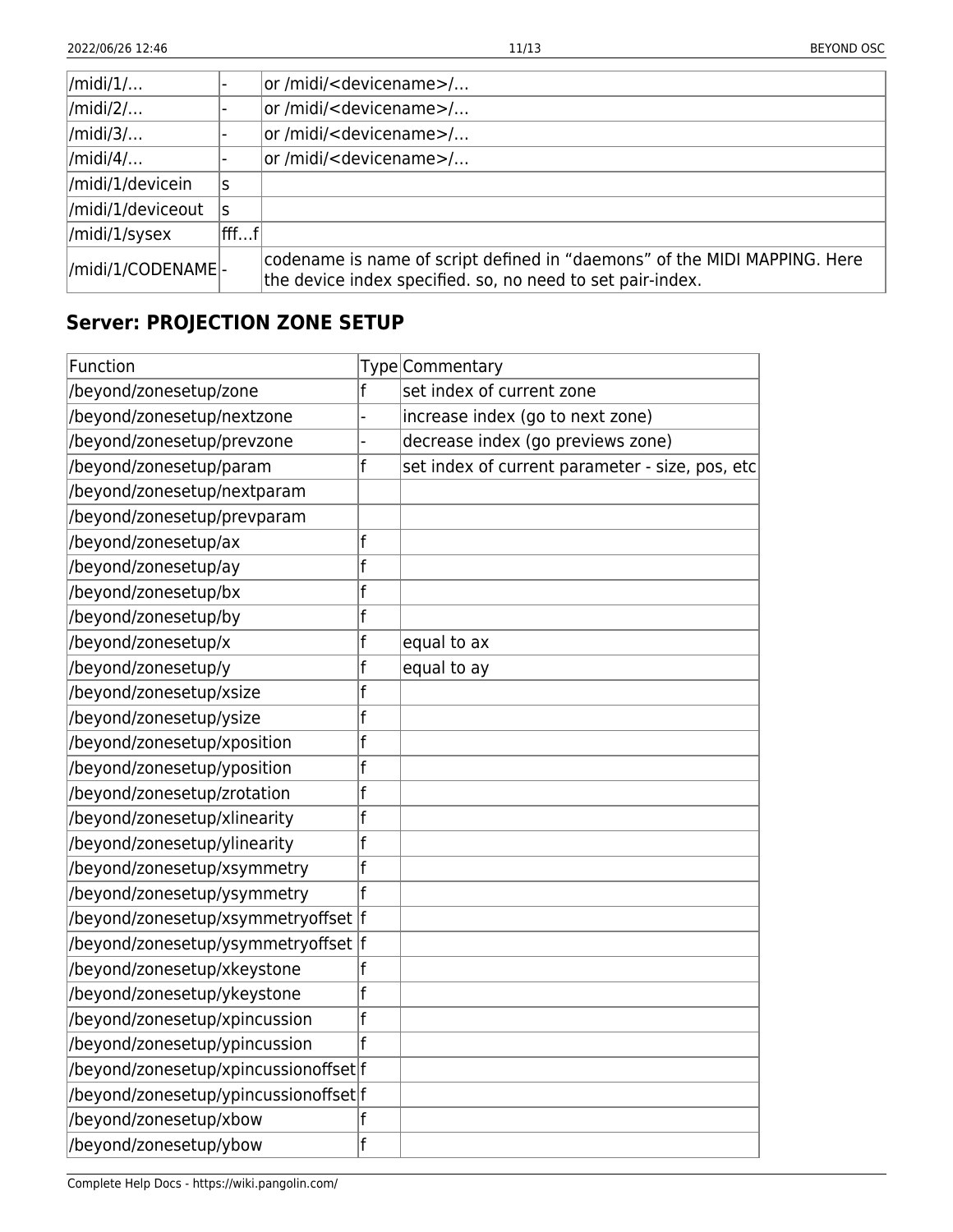| | | |
|---|---|---|
| /midi/1/… | - | or /midi/<devicename>/… |
| /midi/2/… | - | or /midi/<devicename>/… |
| /midi/3/… | - | or /midi/<devicename>/… |
| /midi/4/… | - | or /midi/<devicename>/… |
| /midi/1/devicein | s | |
| /midi/1/deviceout | s | |
| /midi/1/sysex | fff…f | |
| /midi/1/CODENAME | - | codename is name of script defined in “daemons” of the MIDI MAPPING. Here the device index specified. so, no need to set pair-index. |

## Server: PROJECTION ZONE SETUP

| Function | Type | Commentary |
|---|---|---|
| /beyond/zonesetup/zone | f | set index of current zone |
| /beyond/zonesetup/nextzone | - | increase index (go to next zone) |
| /beyond/zonesetup/prevzone | - | decrease index (go previews zone) |
| /beyond/zonesetup/param | f | set index of current parameter - size, pos, etc |
| /beyond/zonesetup/nextparam | | |
| /beyond/zonesetup/prevparam | | |
| /beyond/zonesetup/ax | f | |
| /beyond/zonesetup/ay | f | |
| /beyond/zonesetup/bx | f | |
| /beyond/zonesetup/by | f | |
| /beyond/zonesetup/x | f | equal to ax |
| /beyond/zonesetup/y | f | equal to ay |
| /beyond/zonesetup/xsize | f | |
| /beyond/zonesetup/ysize | f | |
| /beyond/zonesetup/xposition | f | |
| /beyond/zonesetup/yposition | f | |
| /beyond/zonesetup/zrotation | f | |
| /beyond/zonesetup/xlinearity | f | |
| /beyond/zonesetup/ylinearity | f | |
| /beyond/zonesetup/xsymmetry | f | |
| /beyond/zonesetup/ysymmetry | f | |
| /beyond/zonesetup/xsymmetryoffset | f | |
| /beyond/zonesetup/ysymmetryoffset | f | |
| /beyond/zonesetup/xkeystone | f | |
| /beyond/zonesetup/ykeystone | f | |
| /beyond/zonesetup/xpincussion | f | |
| /beyond/zonesetup/ypincussion | f | |
| /beyond/zonesetup/xpincussionoffset | f | |
| /beyond/zonesetup/ypincussionoffset | f | |
| /beyond/zonesetup/xbow | f | |
| /beyond/zonesetup/ybow | f | |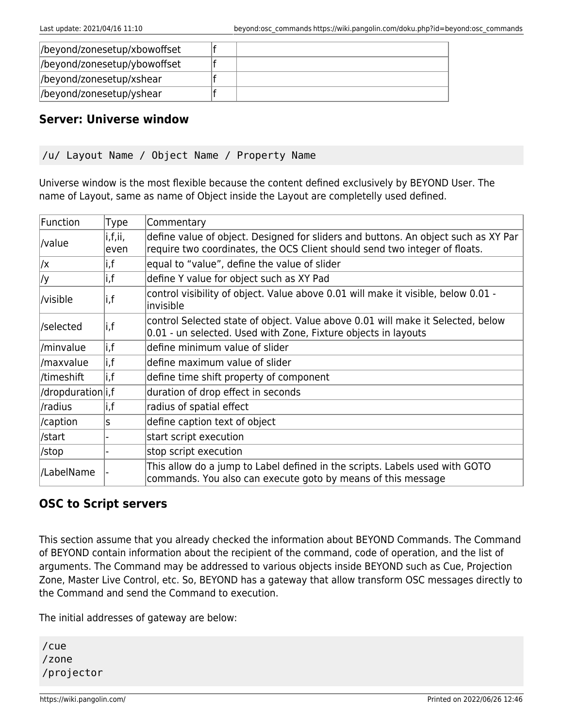| | | |
|---|---|---|
| /beyond/zonesetup/xbowoffset | f | |
| /beyond/zonesetup/ybowoffset | f | |
| /beyond/zonesetup/xshear | f | |
| /beyond/zonesetup/yshear | f | |

## Server: Universe window

```
/u/ Layout Name / Object Name / Property Name
```

Universe window is the most flexible because the content defined exclusively by BEYOND User. The name of Layout, same as name of Object inside the Layout are completelly used defined.

| Function | Type | Commentary |
|---|---|---|
| /value | i,f,ii, even | define value of object. Designed for sliders and buttons. An object such as XY Par require two coordinates, the OCS Client should send two integer of floats. |
| /x | i,f | equal to "value", define the value of slider |
| /y | i,f | define Y value for object such as XY Pad |
| /visible | i,f | control visibility of object. Value above 0.01 will make it visible, below 0.01 - invisible |
| /selected | i,f | control Selected state of object. Value above 0.01 will make it Selected, below 0.01 - un selected. Used with Zone, Fixture objects in layouts |
| /minvalue | i,f | define minimum value of slider |
| /maxvalue | i,f | define maximum value of slider |
| /timeshift | i,f | define time shift property of component |
| /dropduration | i,f | duration of drop effect in seconds |
| /radius | i,f | radius of spatial effect |
| /caption | s | define caption text of object |
| /start | - | start script execution |
| /stop | - | stop script execution |
| /LabelName | - | This allow do a jump to Label defined in the scripts. Labels used with GOTO commands. You also can execute goto by means of this message |

## OSC to Script servers

This section assume that you already checked the information about BEYOND Commands. The Command of BEYOND contain information about the recipient of the command, code of operation, and the list of arguments. The Command may be addressed to various objects inside BEYOND such as Cue, Projection Zone, Master Live Control, etc. So, BEYOND has a gateway that allow transform OSC messages directly to the Command and send the Command to execution.

The initial addresses of gateway are below:

```
/cue
/zone
/projector
```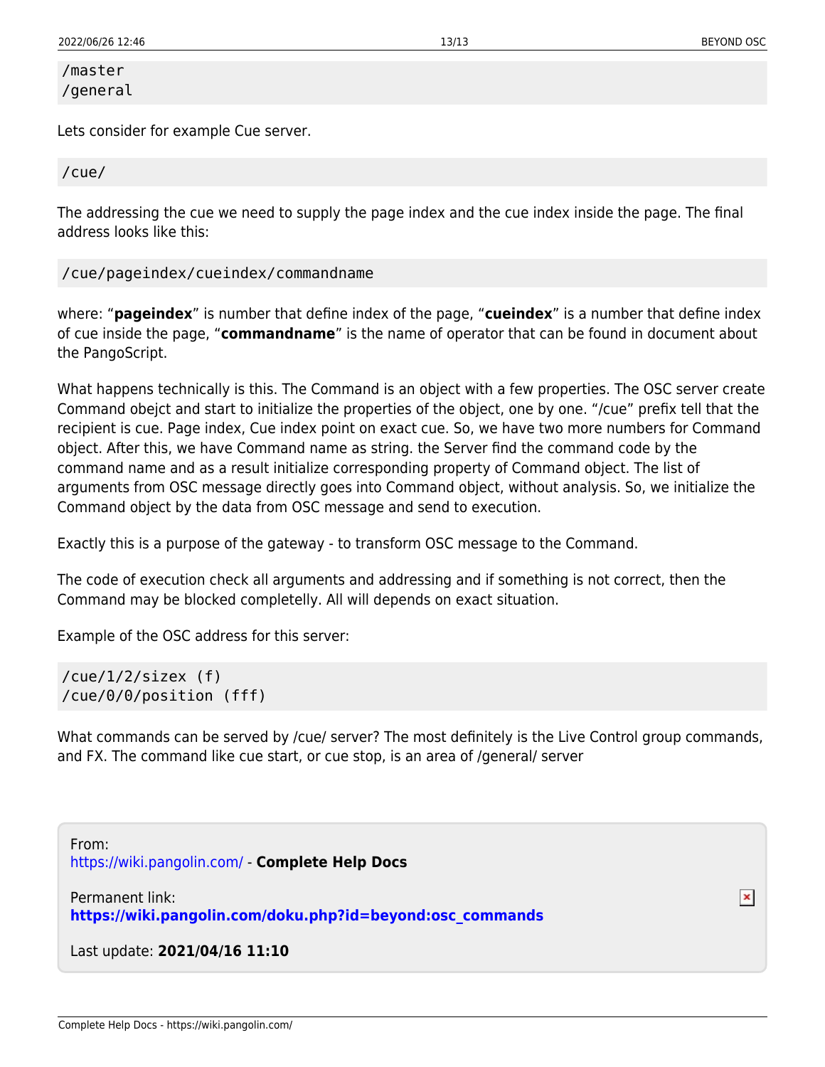```
/master
/general
```

Lets consider for example Cue server.

```
/cue/
```

The addressing the cue we need to supply the page index and the cue index inside the page. The final address looks like this:

```
/cue/pageindex/cueindex/commandname
```

where: "**pageindex**" is number that define index of the page, "**cueindex**" is a number that define index of cue inside the page, "**commandname**" is the name of operator that can be found in document about the PangoScript.

What happens technically is this. The Command is an object with a few properties. The OSC server create Command obejct and start to initialize the properties of the object, one by one. "/cue" prefix tell that the recipient is cue. Page index, Cue index point on exact cue. So, we have two more numbers for Command object. After this, we have Command name as string. the Server find the command code by the command name and as a result initialize corresponding property of Command object. The list of arguments from OSC message directly goes into Command object, without analysis. So, we initialize the Command object by the data from OSC message and send to execution.

Exactly this is a purpose of the gateway - to transform OSC message to the Command.

The code of execution check all arguments and addressing and if something is not correct, then the Command may be blocked completelly. All will depends on exact situation.

Example of the OSC address for this server:

```
/cue/1/2/sizex (f)
/cue/0/0/position (fff)
```

What commands can be served by /cue/ server? The most definitely is the Live Control group commands, and FX. The command like cue start, or cue stop, is an area of /general/ server

From:
https://wiki.pangolin.com/ - **Complete Help Docs**

Permanent link:
**https://wiki.pangolin.com/doku.php?id=beyond:osc_commands**

Last update: **2021/04/16 11:10**